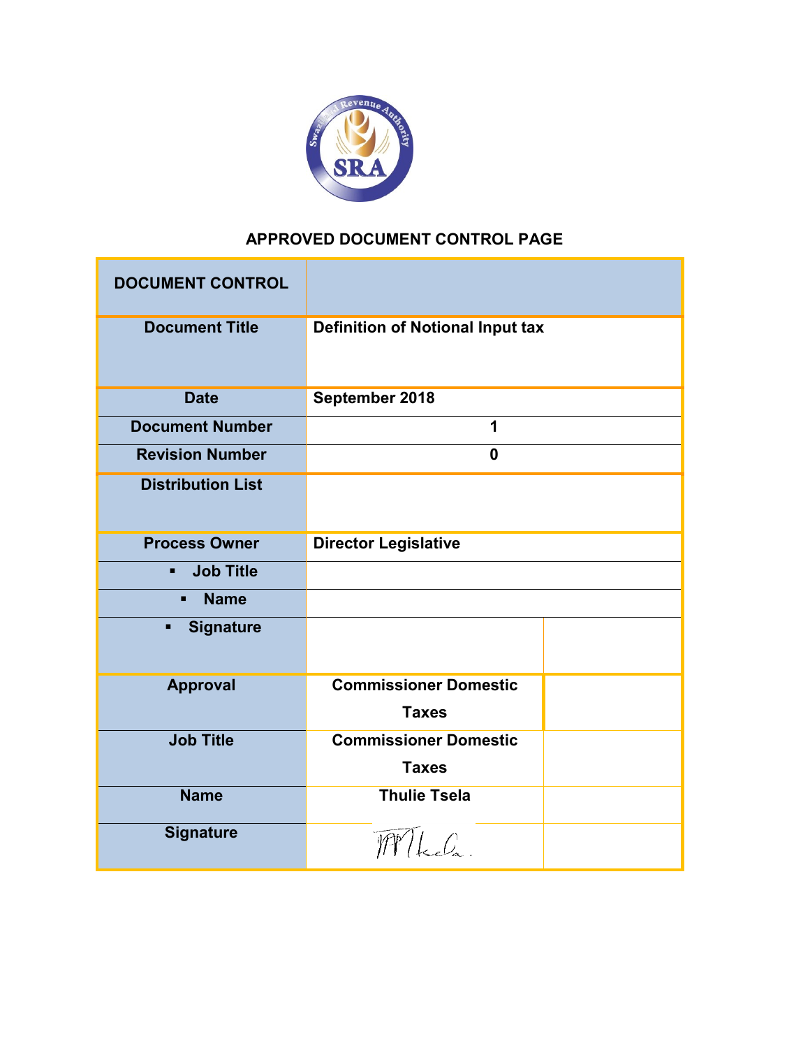## APPROVED DOCUMENT CONTROL PAGE

| DOCUMENT CONTROL | | |
|---|---|---|
| **Document Title** | **Definition of Notional Input tax** | |
| **Date** | **September 2018** | |
| **Document Number** | **1** | |
| **Revision Number** | **0** | |
| **Distribution List** | | |
| **Process Owner** | **Director Legislative** | |
| ▪ **Job Title** | | |
| ▪ **Name** | | |
| ▪ **Signature** | | |
| **Approval** | **Commissioner Domestic Taxes** | |
| **Job Title** | **Commissioner Domestic Taxes** | |
| **Name** | **Thulie Tsela** | |
| **Signature** | | |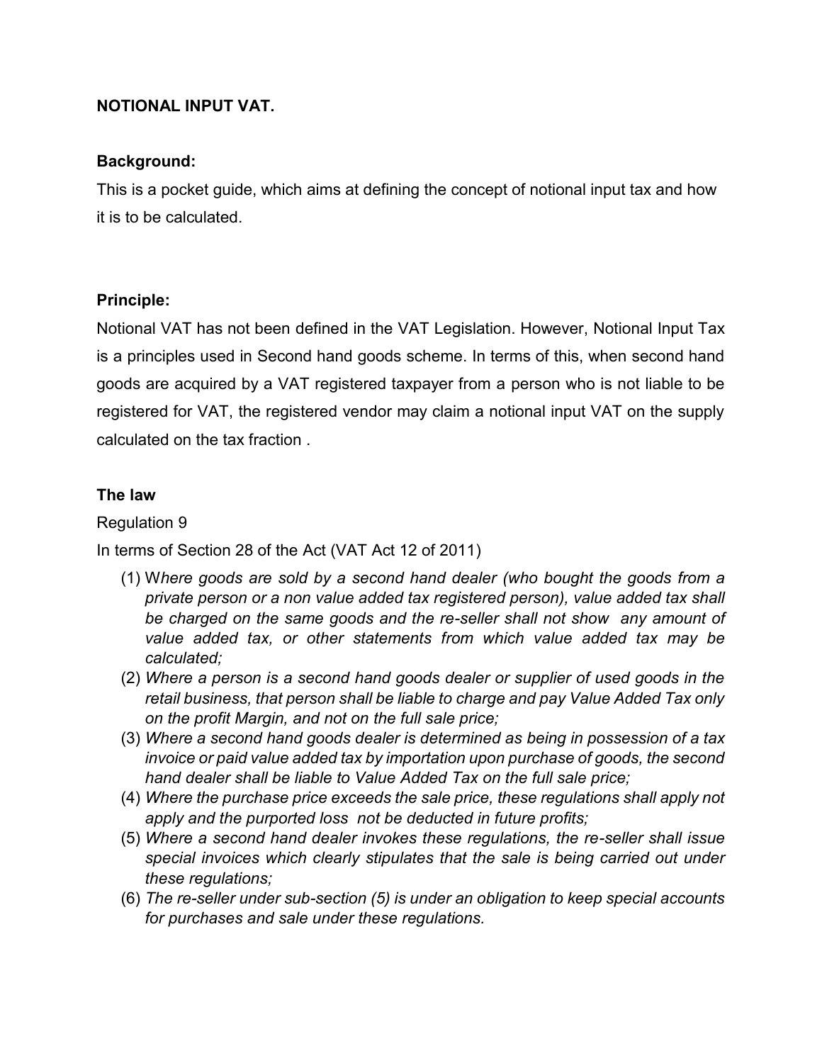**NOTIONAL INPUT VAT.**

**Background:**

This is a pocket guide, which aims at defining the concept of notional input tax and how it is to be calculated.

**Principle:**

Notional VAT has not been defined in the VAT Legislation. However, Notional Input Tax is a principles used in Second hand goods scheme. In terms of this, when second hand goods are acquired by a VAT registered taxpayer from a person who is not liable to be registered for VAT, the registered vendor may claim a notional input VAT on the supply calculated on the tax fraction .

**The law**

Regulation 9

In terms of Section 28 of the Act (VAT Act 12 of 2011)

(1) W*here goods are sold by a second hand dealer (who bought the goods from a private person or a non value added tax registered person), value added tax shall be charged on the same goods and the re-seller shall not show any amount of value added tax, or other statements from which value added tax may be calculated;*

(2) *Where a person is a second hand goods dealer or supplier of used goods in the retail business, that person shall be liable to charge and pay Value Added Tax only on the profit Margin, and not on the full sale price;*

(3) *Where a second hand goods dealer is determined as being in possession of a tax invoice or paid value added tax by importation upon purchase of goods, the second hand dealer shall be liable to Value Added Tax on the full sale price;*

(4) *Where the purchase price exceeds the sale price, these regulations shall apply not apply and the purported loss not be deducted in future profits;*

(5) *Where a second hand dealer invokes these regulations, the re-seller shall issue special invoices which clearly stipulates that the sale is being carried out under these regulations;*

(6) *The re-seller under sub-section (5) is under an obligation to keep special accounts for purchases and sale under these regulations.*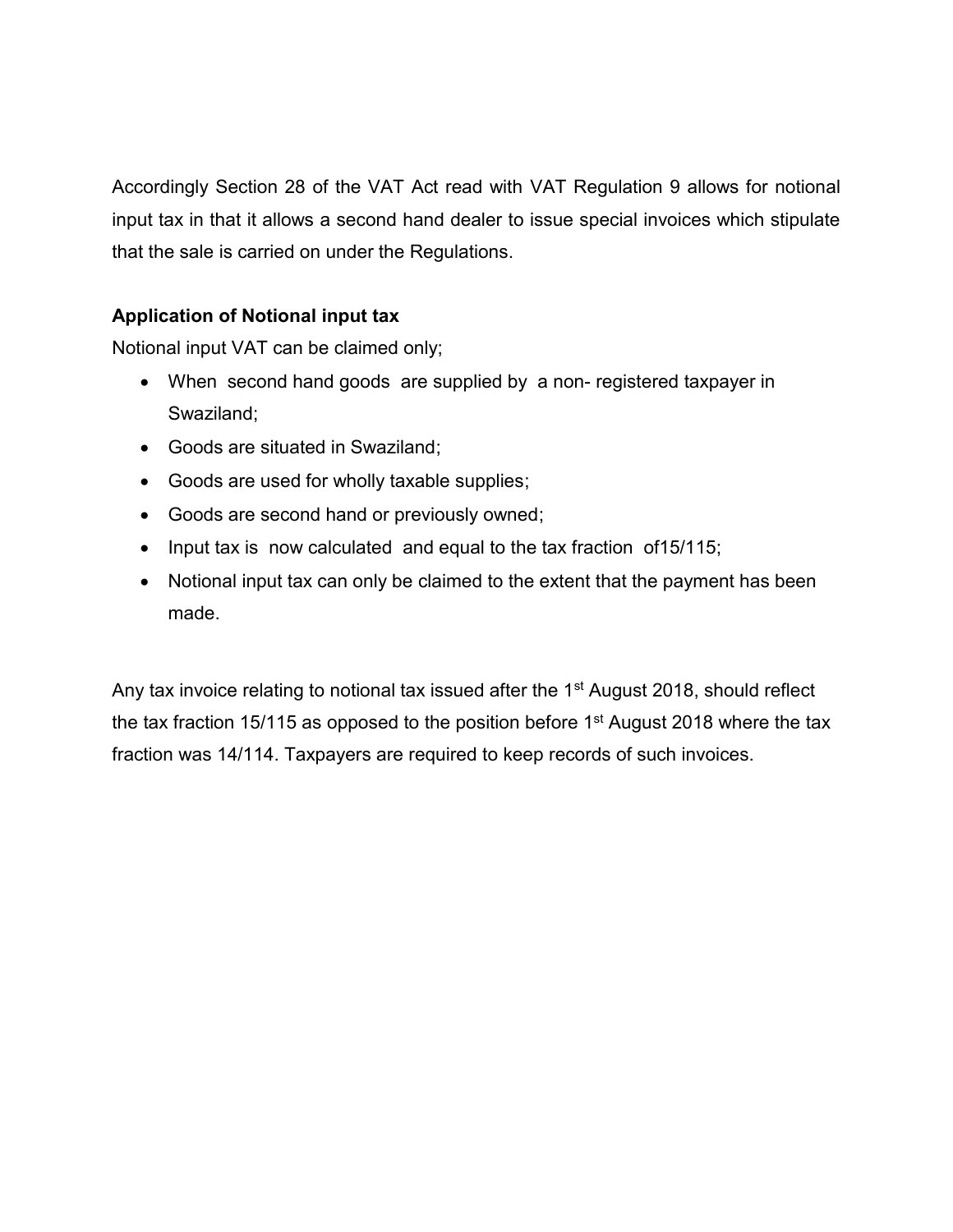Accordingly Section 28 of the VAT Act read with VAT Regulation 9 allows for notional input tax in that it allows a second hand dealer to issue special invoices which stipulate that the sale is carried on under the Regulations.

**Application of Notional input tax**

Notional input VAT can be claimed only;

- When second hand goods are supplied by a non- registered taxpayer in Swaziland;
- Goods are situated in Swaziland;
- Goods are used for wholly taxable supplies;
- Goods are second hand or previously owned;
- Input tax is now calculated and equal to the tax fraction of15/115;
- Notional input tax can only be claimed to the extent that the payment has been made.

Any tax invoice relating to notional tax issued after the 1st August 2018, should reflect the tax fraction 15/115 as opposed to the position before 1st August 2018 where the tax fraction was 14/114. Taxpayers are required to keep records of such invoices.